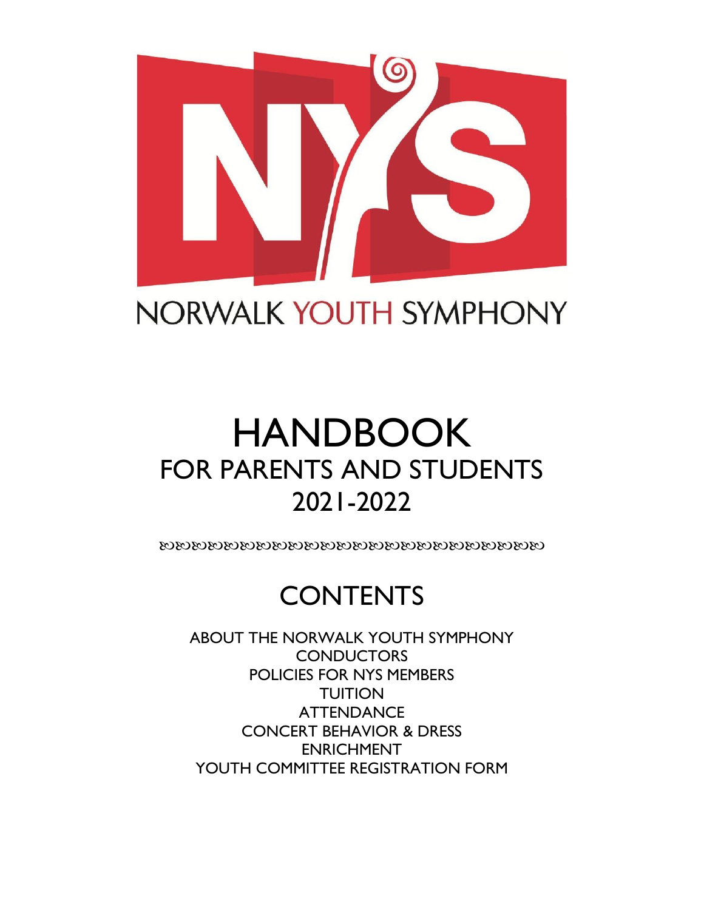NORWALK YOUTH SYMPHONY

# HANDBOOK
## FOR PARENTS AND STUDENTS
## 2021-2022

ꕥꕥꕥꕥꕥꕥꕥꕥꕥꕥꕥꕥꕥꕥꕥꕥꕥꕥꕥꕥꕥꕥꕥꕥꕥꕥꕥꕥꕥꕥ

## CONTENTS

ABOUT THE NORWALK YOUTH SYMPHONY
CONDUCTORS
POLICIES FOR NYS MEMBERS
TUITION
ATTENDANCE
CONCERT BEHAVIOR & DRESS
ENRICHMENT
YOUTH COMMITTEE REGISTRATION FORM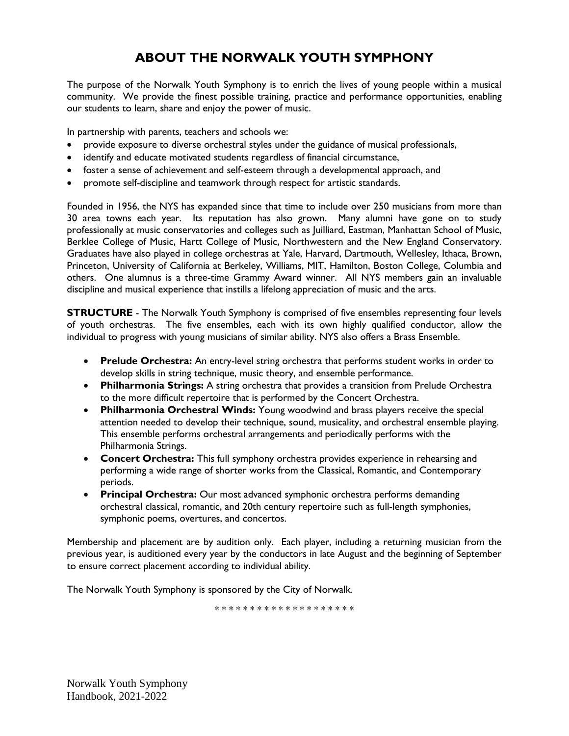# ABOUT THE NORWALK YOUTH SYMPHONY

The purpose of the Norwalk Youth Symphony is to enrich the lives of young people within a musical community. We provide the finest possible training, practice and performance opportunities, enabling our students to learn, share and enjoy the power of music.

In partnership with parents, teachers and schools we:

- provide exposure to diverse orchestral styles under the guidance of musical professionals,
- identify and educate motivated students regardless of financial circumstance,
- foster a sense of achievement and self-esteem through a developmental approach, and
- promote self-discipline and teamwork through respect for artistic standards.

Founded in 1956, the NYS has expanded since that time to include over 250 musicians from more than 30 area towns each year. Its reputation has also grown. Many alumni have gone on to study professionally at music conservatories and colleges such as Juilliard, Eastman, Manhattan School of Music, Berklee College of Music, Hartt College of Music, Northwestern and the New England Conservatory. Graduates have also played in college orchestras at Yale, Harvard, Dartmouth, Wellesley, Ithaca, Brown, Princeton, University of California at Berkeley, Williams, MIT, Hamilton, Boston College, Columbia and others. One alumnus is a three-time Grammy Award winner. All NYS members gain an invaluable discipline and musical experience that instills a lifelong appreciation of music and the arts.

**STRUCTURE** - The Norwalk Youth Symphony is comprised of five ensembles representing four levels of youth orchestras. The five ensembles, each with its own highly qualified conductor, allow the individual to progress with young musicians of similar ability. NYS also offers a Brass Ensemble.

- **Prelude Orchestra:** An entry-level string orchestra that performs student works in order to develop skills in string technique, music theory, and ensemble performance.
- **Philharmonia Strings:** A string orchestra that provides a transition from Prelude Orchestra to the more difficult repertoire that is performed by the Concert Orchestra.
- **Philharmonia Orchestral Winds:** Young woodwind and brass players receive the special attention needed to develop their technique, sound, musicality, and orchestral ensemble playing. This ensemble performs orchestral arrangements and periodically performs with the Philharmonia Strings.
- **Concert Orchestra:** This full symphony orchestra provides experience in rehearsing and performing a wide range of shorter works from the Classical, Romantic, and Contemporary periods.
- **Principal Orchestra:** Our most advanced symphonic orchestra performs demanding orchestral classical, romantic, and 20th century repertoire such as full-length symphonies, symphonic poems, overtures, and concertos.

Membership and placement are by audition only. Each player, including a returning musician from the previous year, is auditioned every year by the conductors in late August and the beginning of September to ensure correct placement according to individual ability.

The Norwalk Youth Symphony is sponsored by the City of Norwalk.

* * * * * * * * * * * * * * * * * * *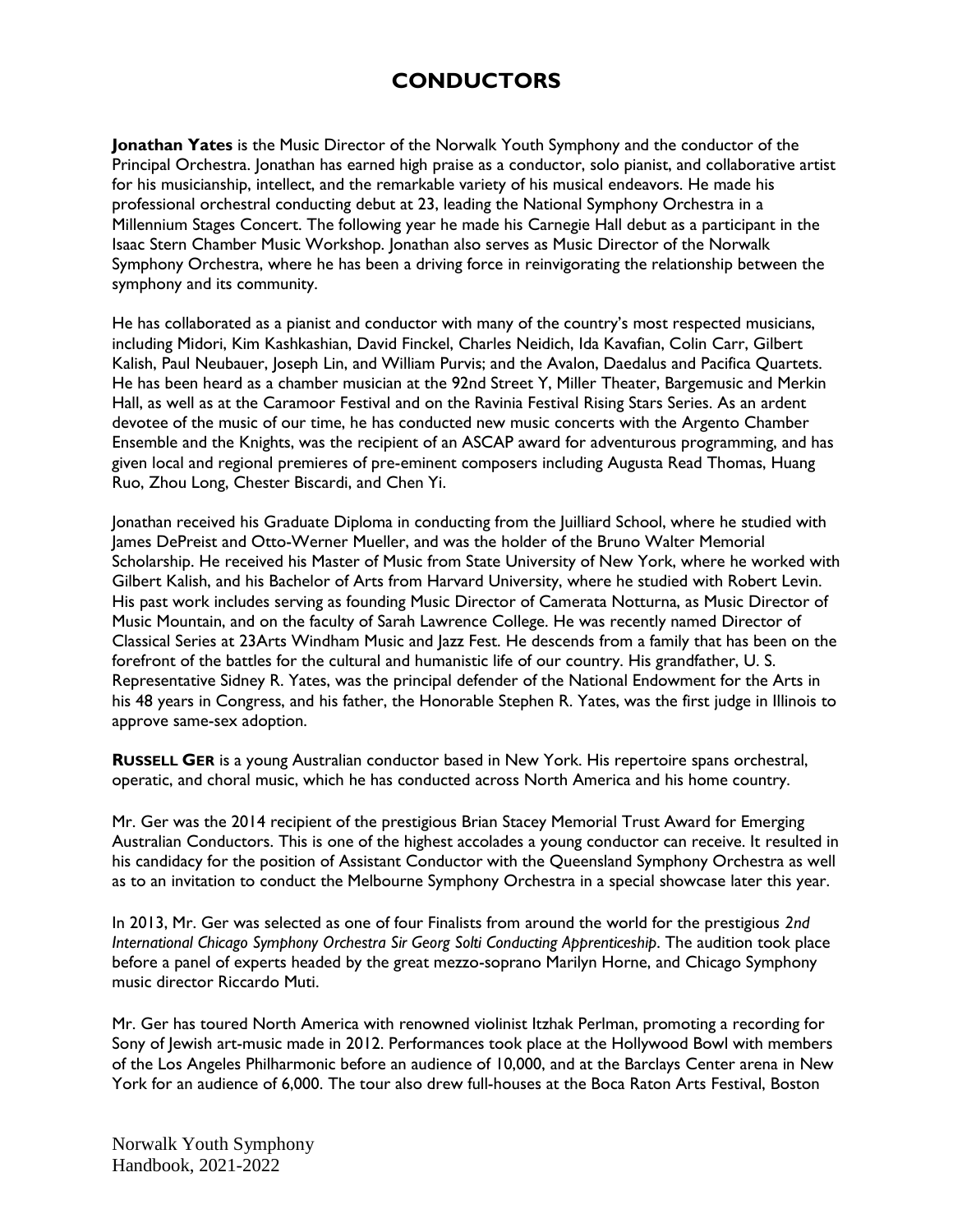# CONDUCTORS

**Jonathan Yates** is the Music Director of the Norwalk Youth Symphony and the conductor of the Principal Orchestra. Jonathan has earned high praise as a conductor, solo pianist, and collaborative artist for his musicianship, intellect, and the remarkable variety of his musical endeavors. He made his professional orchestral conducting debut at 23, leading the National Symphony Orchestra in a Millennium Stages Concert. The following year he made his Carnegie Hall debut as a participant in the Isaac Stern Chamber Music Workshop. Jonathan also serves as Music Director of the Norwalk Symphony Orchestra, where he has been a driving force in reinvigorating the relationship between the symphony and its community.

He has collaborated as a pianist and conductor with many of the country's most respected musicians, including Midori, Kim Kashkashian, David Finckel, Charles Neidich, Ida Kavafian, Colin Carr, Gilbert Kalish, Paul Neubauer, Joseph Lin, and William Purvis; and the Avalon, Daedalus and Pacifica Quartets. He has been heard as a chamber musician at the 92nd Street Y, Miller Theater, Bargemusic and Merkin Hall, as well as at the Caramoor Festival and on the Ravinia Festival Rising Stars Series. As an ardent devotee of the music of our time, he has conducted new music concerts with the Argento Chamber Ensemble and the Knights, was the recipient of an ASCAP award for adventurous programming, and has given local and regional premieres of pre-eminent composers including Augusta Read Thomas, Huang Ruo, Zhou Long, Chester Biscardi, and Chen Yi.

Jonathan received his Graduate Diploma in conducting from the Juilliard School, where he studied with James DePreist and Otto-Werner Mueller, and was the holder of the Bruno Walter Memorial Scholarship. He received his Master of Music from State University of New York, where he worked with Gilbert Kalish, and his Bachelor of Arts from Harvard University, where he studied with Robert Levin. His past work includes serving as founding Music Director of Camerata Notturna, as Music Director of Music Mountain, and on the faculty of Sarah Lawrence College. He was recently named Director of Classical Series at 23Arts Windham Music and Jazz Fest. He descends from a family that has been on the forefront of the battles for the cultural and humanistic life of our country. His grandfather, U. S. Representative Sidney R. Yates, was the principal defender of the National Endowment for the Arts in his 48 years in Congress, and his father, the Honorable Stephen R. Yates, was the first judge in Illinois to approve same-sex adoption.

**RUSSELL GER** is a young Australian conductor based in New York. His repertoire spans orchestral, operatic, and choral music, which he has conducted across North America and his home country.

Mr. Ger was the 2014 recipient of the prestigious Brian Stacey Memorial Trust Award for Emerging Australian Conductors. This is one of the highest accolades a young conductor can receive. It resulted in his candidacy for the position of Assistant Conductor with the Queensland Symphony Orchestra as well as to an invitation to conduct the Melbourne Symphony Orchestra in a special showcase later this year.

In 2013, Mr. Ger was selected as one of four Finalists from around the world for the prestigious *2nd International Chicago Symphony Orchestra Sir Georg Solti Conducting Apprenticeship*. The audition took place before a panel of experts headed by the great mezzo-soprano Marilyn Horne, and Chicago Symphony music director Riccardo Muti.

Mr. Ger has toured North America with renowned violinist Itzhak Perlman, promoting a recording for Sony of Jewish art-music made in 2012. Performances took place at the Hollywood Bowl with members of the Los Angeles Philharmonic before an audience of 10,000, and at the Barclays Center arena in New York for an audience of 6,000. The tour also drew full-houses at the Boca Raton Arts Festival, Boston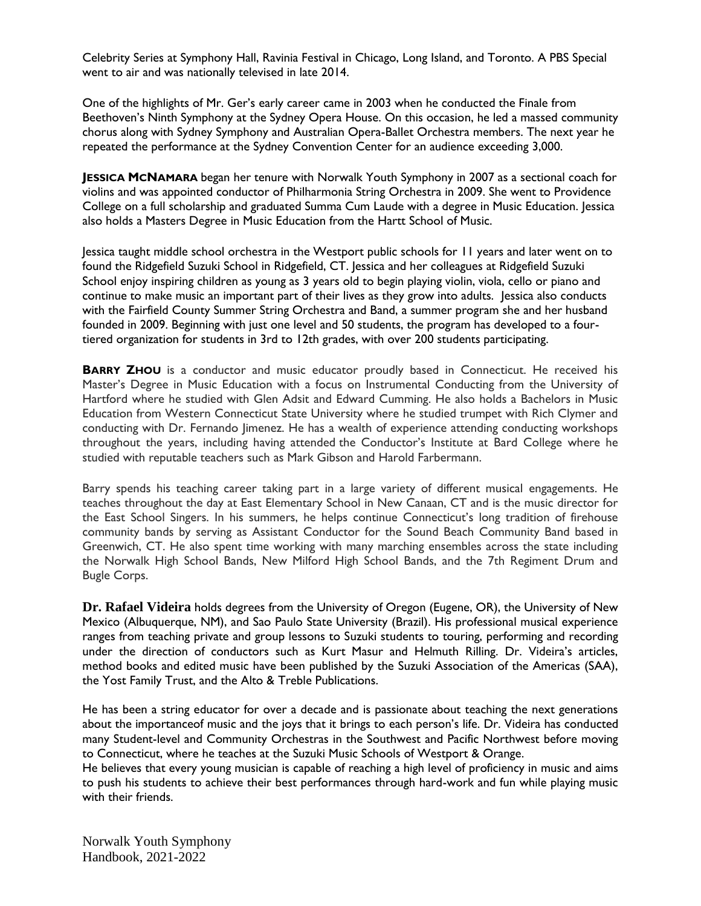Celebrity Series at Symphony Hall, Ravinia Festival in Chicago, Long Island, and Toronto. A PBS Special went to air and was nationally televised in late 2014.

One of the highlights of Mr. Ger's early career came in 2003 when he conducted the Finale from Beethoven's Ninth Symphony at the Sydney Opera House. On this occasion, he led a massed community chorus along with Sydney Symphony and Australian Opera-Ballet Orchestra members. The next year he repeated the performance at the Sydney Convention Center for an audience exceeding 3,000.

**JESSICA MCNAMARA** began her tenure with Norwalk Youth Symphony in 2007 as a sectional coach for violins and was appointed conductor of Philharmonia String Orchestra in 2009. She went to Providence College on a full scholarship and graduated Summa Cum Laude with a degree in Music Education. Jessica also holds a Masters Degree in Music Education from the Hartt School of Music.

Jessica taught middle school orchestra in the Westport public schools for 11 years and later went on to found the Ridgefield Suzuki School in Ridgefield, CT. Jessica and her colleagues at Ridgefield Suzuki School enjoy inspiring children as young as 3 years old to begin playing violin, viola, cello or piano and continue to make music an important part of their lives as they grow into adults. Jessica also conducts with the Fairfield County Summer String Orchestra and Band, a summer program she and her husband founded in 2009. Beginning with just one level and 50 students, the program has developed to a four-tiered organization for students in 3rd to 12th grades, with over 200 students participating.

**BARRY ZHOU** is a conductor and music educator proudly based in Connecticut. He received his Master's Degree in Music Education with a focus on Instrumental Conducting from the University of Hartford where he studied with Glen Adsit and Edward Cumming. He also holds a Bachelors in Music Education from Western Connecticut State University where he studied trumpet with Rich Clymer and conducting with Dr. Fernando Jimenez. He has a wealth of experience attending conducting workshops throughout the years, including having attended the Conductor's Institute at Bard College where he studied with reputable teachers such as Mark Gibson and Harold Farbermann.

Barry spends his teaching career taking part in a large variety of different musical engagements. He teaches throughout the day at East Elementary School in New Canaan, CT and is the music director for the East School Singers. In his summers, he helps continue Connecticut's long tradition of firehouse community bands by serving as Assistant Conductor for the Sound Beach Community Band based in Greenwich, CT. He also spent time working with many marching ensembles across the state including the Norwalk High School Bands, New Milford High School Bands, and the 7th Regiment Drum and Bugle Corps.

**Dr. Rafael Videira** holds degrees from the University of Oregon (Eugene, OR), the University of New Mexico (Albuquerque, NM), and Sao Paulo State University (Brazil). His professional musical experience ranges from teaching private and group lessons to Suzuki students to touring, performing and recording under the direction of conductors such as Kurt Masur and Helmuth Rilling. Dr. Videira's articles, method books and edited music have been published by the Suzuki Association of the Americas (SAA), the Yost Family Trust, and the Alto & Treble Publications.

He has been a string educator for over a decade and is passionate about teaching the next generations about the importanceof music and the joys that it brings to each person's life. Dr. Videira has conducted many Student-level and Community Orchestras in the Southwest and Pacific Northwest before moving to Connecticut, where he teaches at the Suzuki Music Schools of Westport & Orange.
He believes that every young musician is capable of reaching a high level of proficiency in music and aims to push his students to achieve their best performances through hard-work and fun while playing music with their friends.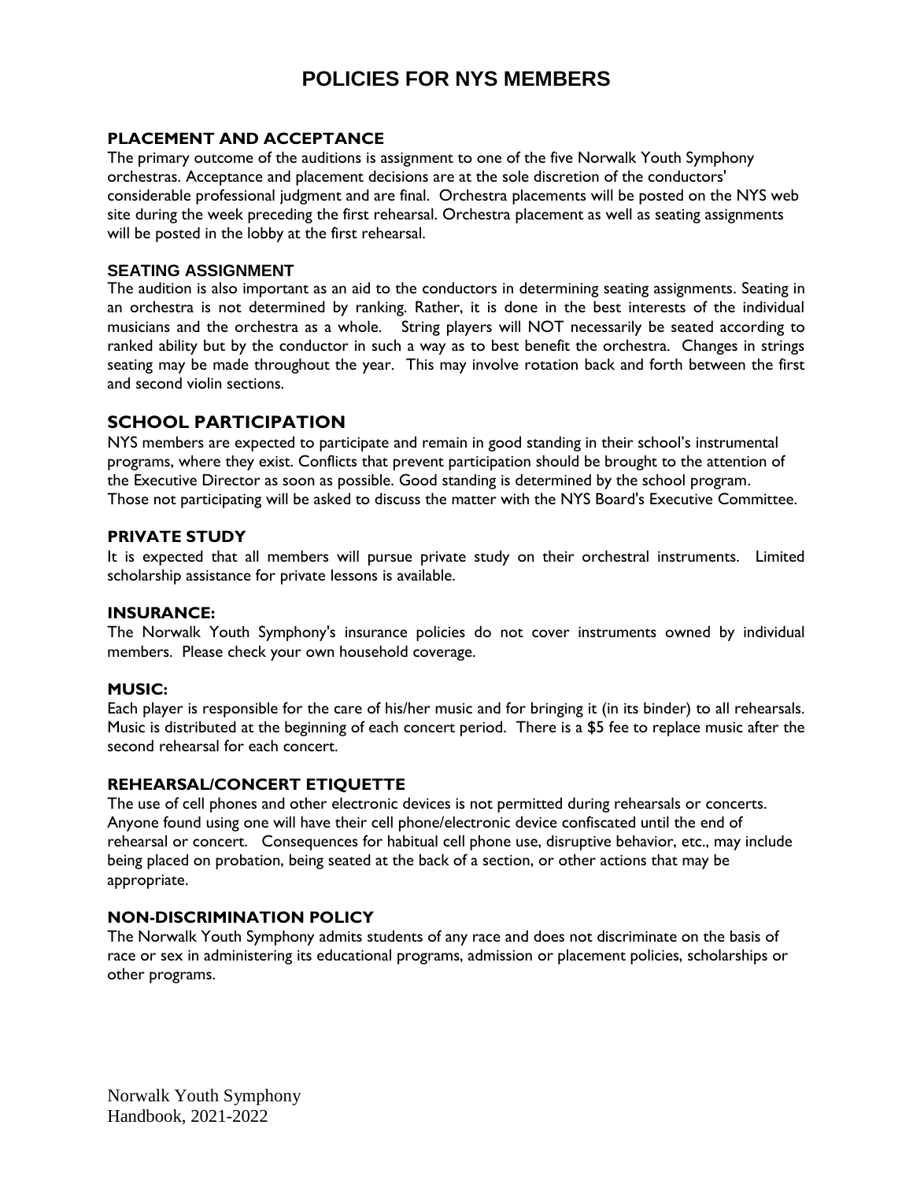# POLICIES FOR NYS MEMBERS

### PLACEMENT AND ACCEPTANCE

The primary outcome of the auditions is assignment to one of the five Norwalk Youth Symphony orchestras. Acceptance and placement decisions are at the sole discretion of the conductors' considerable professional judgment and are final. Orchestra placements will be posted on the NYS web site during the week preceding the first rehearsal. Orchestra placement as well as seating assignments will be posted in the lobby at the first rehearsal.

### SEATING ASSIGNMENT

The audition is also important as an aid to the conductors in determining seating assignments. Seating in an orchestra is not determined by ranking. Rather, it is done in the best interests of the individual musicians and the orchestra as a whole. String players will NOT necessarily be seated according to ranked ability but by the conductor in such a way as to best benefit the orchestra. Changes in strings seating may be made throughout the year. This may involve rotation back and forth between the first and second violin sections.

## SCHOOL PARTICIPATION

NYS members are expected to participate and remain in good standing in their school's instrumental programs, where they exist. Conflicts that prevent participation should be brought to the attention of the Executive Director as soon as possible. Good standing is determined by the school program. Those not participating will be asked to discuss the matter with the NYS Board's Executive Committee.

### PRIVATE STUDY

It is expected that all members will pursue private study on their orchestral instruments. Limited scholarship assistance for private lessons is available.

### INSURANCE:

The Norwalk Youth Symphony's insurance policies do not cover instruments owned by individual members. Please check your own household coverage.

### MUSIC:

Each player is responsible for the care of his/her music and for bringing it (in its binder) to all rehearsals. Music is distributed at the beginning of each concert period. There is a $5 fee to replace music after the second rehearsal for each concert.

### REHEARSAL/CONCERT ETIQUETTE

The use of cell phones and other electronic devices is not permitted during rehearsals or concerts. Anyone found using one will have their cell phone/electronic device confiscated until the end of rehearsal or concert. Consequences for habitual cell phone use, disruptive behavior, etc., may include being placed on probation, being seated at the back of a section, or other actions that may be appropriate.

### NON-DISCRIMINATION POLICY

The Norwalk Youth Symphony admits students of any race and does not discriminate on the basis of race or sex in administering its educational programs, admission or placement policies, scholarships or other programs.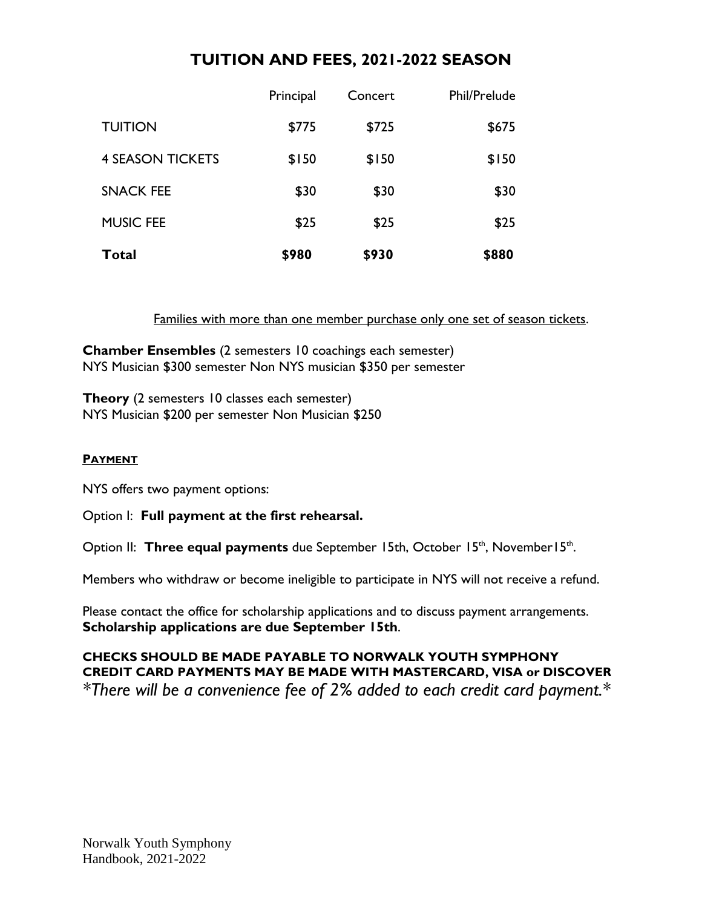# TUITION AND FEES, 2021-2022 SEASON

| | Principal | Concert | Phil/Prelude |
|---|---|---|---|
| TUITION | $775 | $725 | $675 |
| 4 SEASON TICKETS | $150 | $150 | $150 |
| SNACK FEE | $30 | $30 | $30 |
| MUSIC FEE | $25 | $25 | $25 |
| **Total** | **$980** | **$930** | **$880** |

Families with more than one member purchase only one set of season tickets.

**Chamber Ensembles** (2 semesters 10 coachings each semester)
NYS Musician $300 semester Non NYS musician $350 per semester

**Theory** (2 semesters 10 classes each semester)
NYS Musician $200 per semester Non Musician $250

**PAYMENT**

NYS offers two payment options:

Option I: **Full payment at the first rehearsal.**

Option II: **Three equal payments** due September 15th, October 15th, November15th.

Members who withdraw or become ineligible to participate in NYS will not receive a refund.

Please contact the office for scholarship applications and to discuss payment arrangements. **Scholarship applications are due September 15th**.

**CHECKS SHOULD BE MADE PAYABLE TO NORWALK YOUTH SYMPHONY**
**CREDIT CARD PAYMENTS MAY BE MADE WITH MASTERCARD, VISA or DISCOVER**
*\*There will be a convenience fee of 2% added to each credit card payment.\**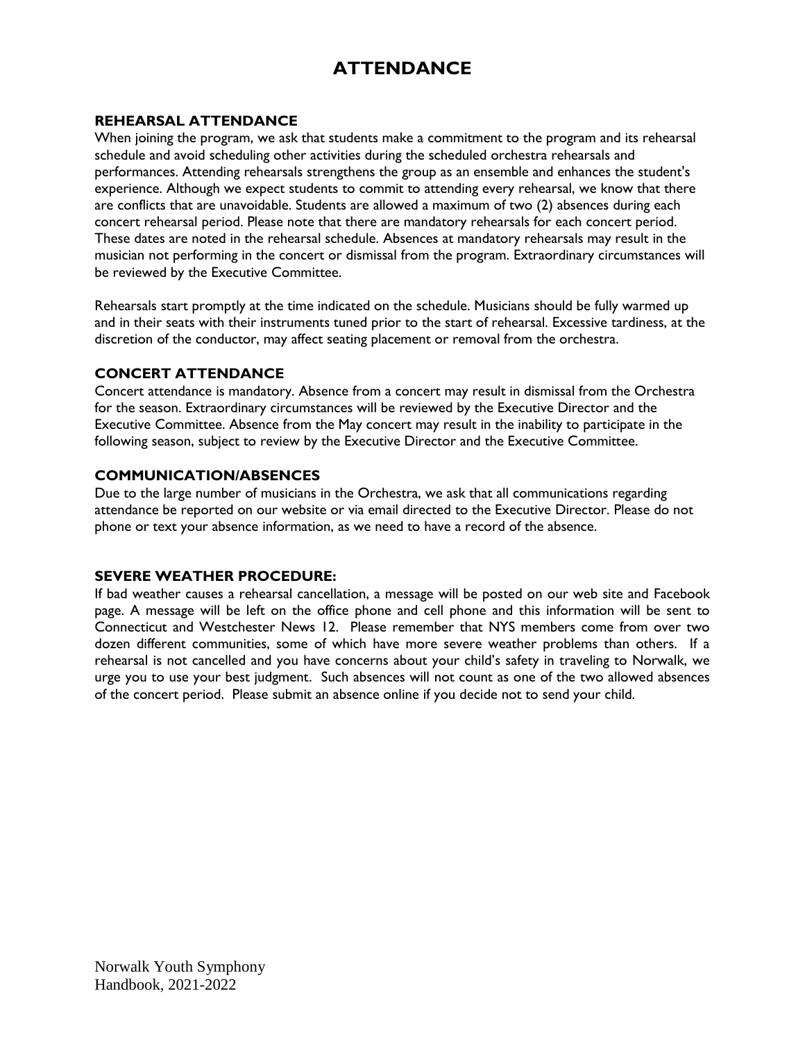# ATTENDANCE

### REHEARSAL ATTENDANCE

When joining the program, we ask that students make a commitment to the program and its rehearsal schedule and avoid scheduling other activities during the scheduled orchestra rehearsals and performances. Attending rehearsals strengthens the group as an ensemble and enhances the student's experience. Although we expect students to commit to attending every rehearsal, we know that there are conflicts that are unavoidable. Students are allowed a maximum of two (2) absences during each concert rehearsal period. Please note that there are mandatory rehearsals for each concert period. These dates are noted in the rehearsal schedule. Absences at mandatory rehearsals may result in the musician not performing in the concert or dismissal from the program. Extraordinary circumstances will be reviewed by the Executive Committee.

Rehearsals start promptly at the time indicated on the schedule. Musicians should be fully warmed up and in their seats with their instruments tuned prior to the start of rehearsal. Excessive tardiness, at the discretion of the conductor, may affect seating placement or removal from the orchestra.

### CONCERT ATTENDANCE

Concert attendance is mandatory. Absence from a concert may result in dismissal from the Orchestra for the season. Extraordinary circumstances will be reviewed by the Executive Director and the Executive Committee. Absence from the May concert may result in the inability to participate in the following season, subject to review by the Executive Director and the Executive Committee.

### COMMUNICATION/ABSENCES

Due to the large number of musicians in the Orchestra, we ask that all communications regarding attendance be reported on our website or via email directed to the Executive Director. Please do not phone or text your absence information, as we need to have a record of the absence.

### SEVERE WEATHER PROCEDURE:

If bad weather causes a rehearsal cancellation, a message will be posted on our web site and Facebook page. A message will be left on the office phone and cell phone and this information will be sent to Connecticut and Westchester News 12. Please remember that NYS members come from over two dozen different communities, some of which have more severe weather problems than others. If a rehearsal is not cancelled and you have concerns about your child's safety in traveling to Norwalk, we urge you to use your best judgment. Such absences will not count as one of the two allowed absences of the concert period. Please submit an absence online if you decide not to send your child.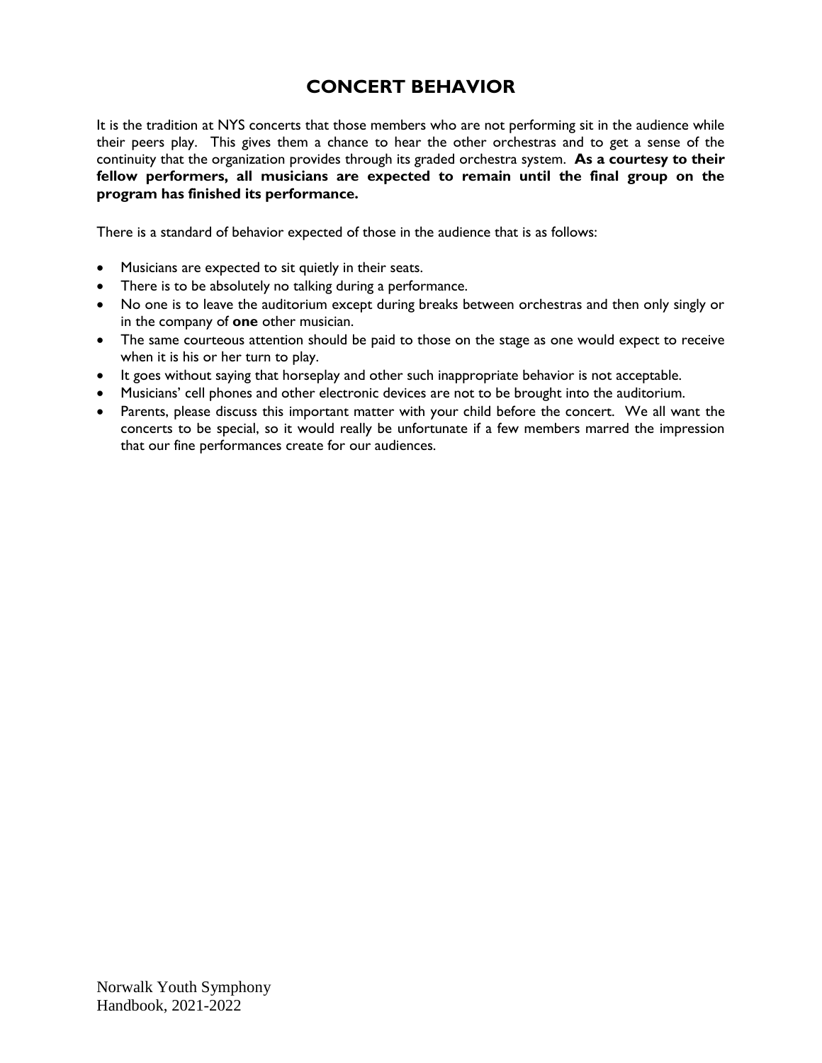# CONCERT BEHAVIOR

It is the tradition at NYS concerts that those members who are not performing sit in the audience while their peers play. This gives them a chance to hear the other orchestras and to get a sense of the continuity that the organization provides through its graded orchestra system. **As a courtesy to their fellow performers, all musicians are expected to remain until the final group on the program has finished its performance.**

There is a standard of behavior expected of those in the audience that is as follows:

- Musicians are expected to sit quietly in their seats.
- There is to be absolutely no talking during a performance.
- No one is to leave the auditorium except during breaks between orchestras and then only singly or in the company of **one** other musician.
- The same courteous attention should be paid to those on the stage as one would expect to receive when it is his or her turn to play.
- It goes without saying that horseplay and other such inappropriate behavior is not acceptable.
- Musicians' cell phones and other electronic devices are not to be brought into the auditorium.
- Parents, please discuss this important matter with your child before the concert. We all want the concerts to be special, so it would really be unfortunate if a few members marred the impression that our fine performances create for our audiences.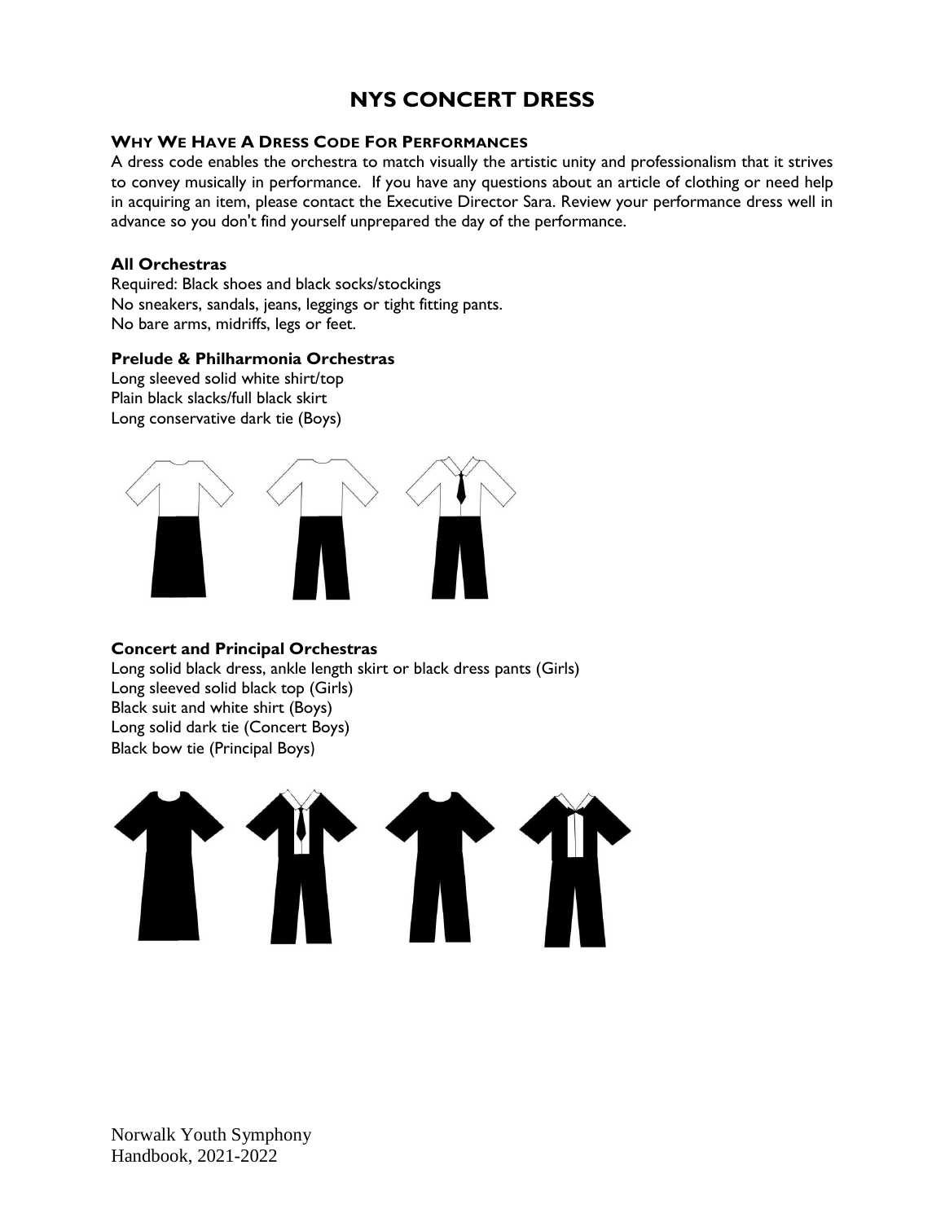# NYS CONCERT DRESS

### WHY WE HAVE A DRESS CODE FOR PERFORMANCES

A dress code enables the orchestra to match visually the artistic unity and professionalism that it strives to convey musically in performance. If you have any questions about an article of clothing or need help in acquiring an item, please contact the Executive Director Sara. Review your performance dress well in advance so you don't find yourself unprepared the day of the performance.

**All Orchestras**

Required: Black shoes and black socks/stockings
No sneakers, sandals, jeans, leggings or tight fitting pants.
No bare arms, midriffs, legs or feet.

**Prelude & Philharmonia Orchestras**

Long sleeved solid white shirt/top
Plain black slacks/full black skirt
Long conservative dark tie (Boys)

**Concert and Principal Orchestras**

Long solid black dress, ankle length skirt or black dress pants (Girls)
Long sleeved solid black top (Girls)
Black suit and white shirt (Boys)
Long solid dark tie (Concert Boys)
Black bow tie (Principal Boys)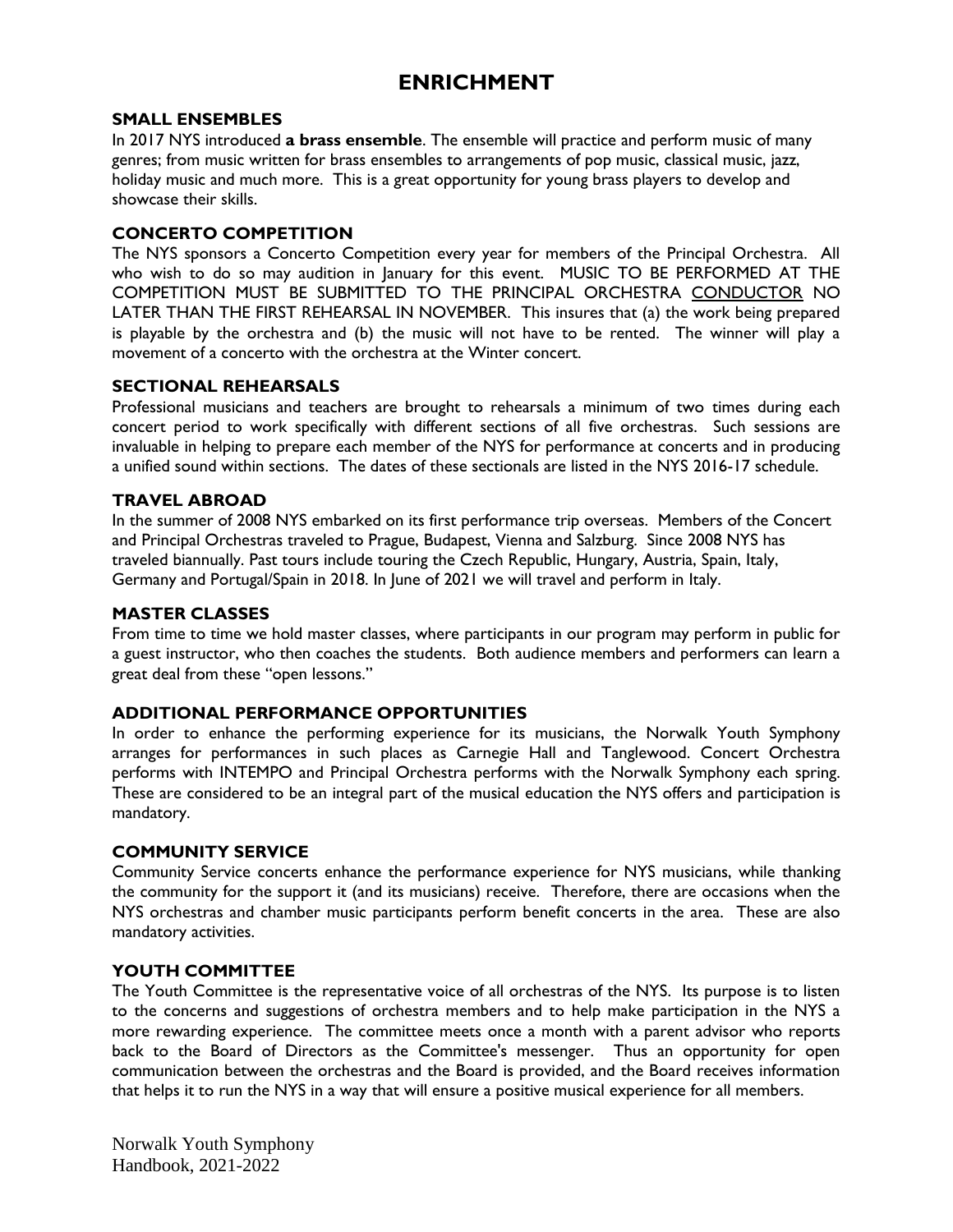# ENRICHMENT

### SMALL ENSEMBLES

In 2017 NYS introduced **a brass ensemble**. The ensemble will practice and perform music of many genres; from music written for brass ensembles to arrangements of pop music, classical music, jazz, holiday music and much more. This is a great opportunity for young brass players to develop and showcase their skills.

### CONCERTO COMPETITION

The NYS sponsors a Concerto Competition every year for members of the Principal Orchestra. All who wish to do so may audition in January for this event. MUSIC TO BE PERFORMED AT THE COMPETITION MUST BE SUBMITTED TO THE PRINCIPAL ORCHESTRA <u>CONDUCTOR</u> NO LATER THAN THE FIRST REHEARSAL IN NOVEMBER. This insures that (a) the work being prepared is playable by the orchestra and (b) the music will not have to be rented. The winner will play a movement of a concerto with the orchestra at the Winter concert.

### SECTIONAL REHEARSALS

Professional musicians and teachers are brought to rehearsals a minimum of two times during each concert period to work specifically with different sections of all five orchestras. Such sessions are invaluable in helping to prepare each member of the NYS for performance at concerts and in producing a unified sound within sections. The dates of these sectionals are listed in the NYS 2016-17 schedule.

### TRAVEL ABROAD

In the summer of 2008 NYS embarked on its first performance trip overseas. Members of the Concert and Principal Orchestras traveled to Prague, Budapest, Vienna and Salzburg. Since 2008 NYS has traveled biannually. Past tours include touring the Czech Republic, Hungary, Austria, Spain, Italy, Germany and Portugal/Spain in 2018. In June of 2021 we will travel and perform in Italy.

### MASTER CLASSES

From time to time we hold master classes, where participants in our program may perform in public for a guest instructor, who then coaches the students. Both audience members and performers can learn a great deal from these "open lessons."

### ADDITIONAL PERFORMANCE OPPORTUNITIES

In order to enhance the performing experience for its musicians, the Norwalk Youth Symphony arranges for performances in such places as Carnegie Hall and Tanglewood. Concert Orchestra performs with INTEMPO and Principal Orchestra performs with the Norwalk Symphony each spring. These are considered to be an integral part of the musical education the NYS offers and participation is mandatory.

### COMMUNITY SERVICE

Community Service concerts enhance the performance experience for NYS musicians, while thanking the community for the support it (and its musicians) receive. Therefore, there are occasions when the NYS orchestras and chamber music participants perform benefit concerts in the area. These are also mandatory activities.

### YOUTH COMMITTEE

The Youth Committee is the representative voice of all orchestras of the NYS. Its purpose is to listen to the concerns and suggestions of orchestra members and to help make participation in the NYS a more rewarding experience. The committee meets once a month with a parent advisor who reports back to the Board of Directors as the Committee's messenger. Thus an opportunity for open communication between the orchestras and the Board is provided, and the Board receives information that helps it to run the NYS in a way that will ensure a positive musical experience for all members.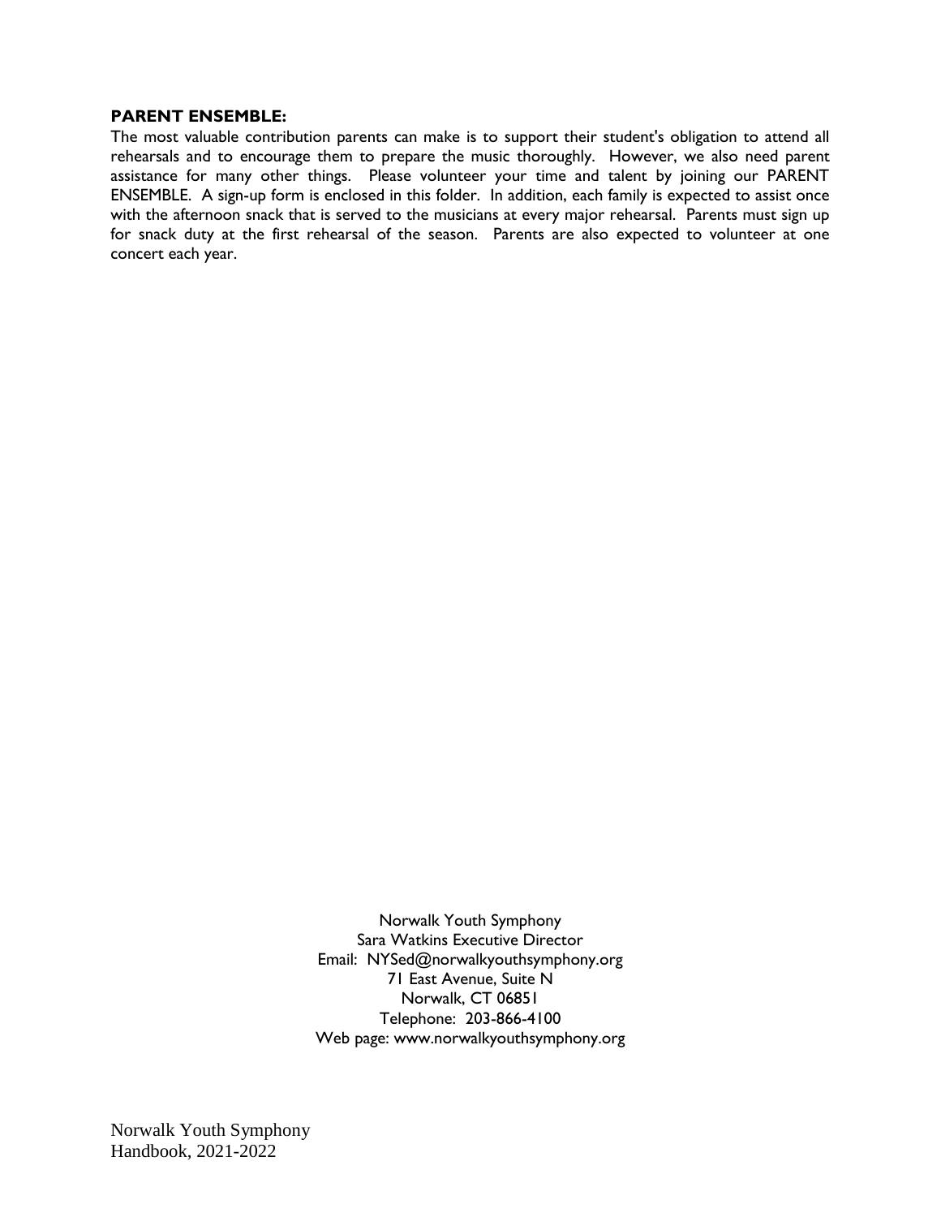**PARENT ENSEMBLE:**

The most valuable contribution parents can make is to support their student's obligation to attend all rehearsals and to encourage them to prepare the music thoroughly. However, we also need parent assistance for many other things. Please volunteer your time and talent by joining our PARENT ENSEMBLE. A sign-up form is enclosed in this folder. In addition, each family is expected to assist once with the afternoon snack that is served to the musicians at every major rehearsal. Parents must sign up for snack duty at the first rehearsal of the season. Parents are also expected to volunteer at one concert each year.

Norwalk Youth Symphony
Sara Watkins Executive Director
Email: NYSed@norwalkyouthsymphony.org
71 East Avenue, Suite N
Norwalk, CT 06851
Telephone: 203-866-4100
Web page: www.norwalkyouthsymphony.org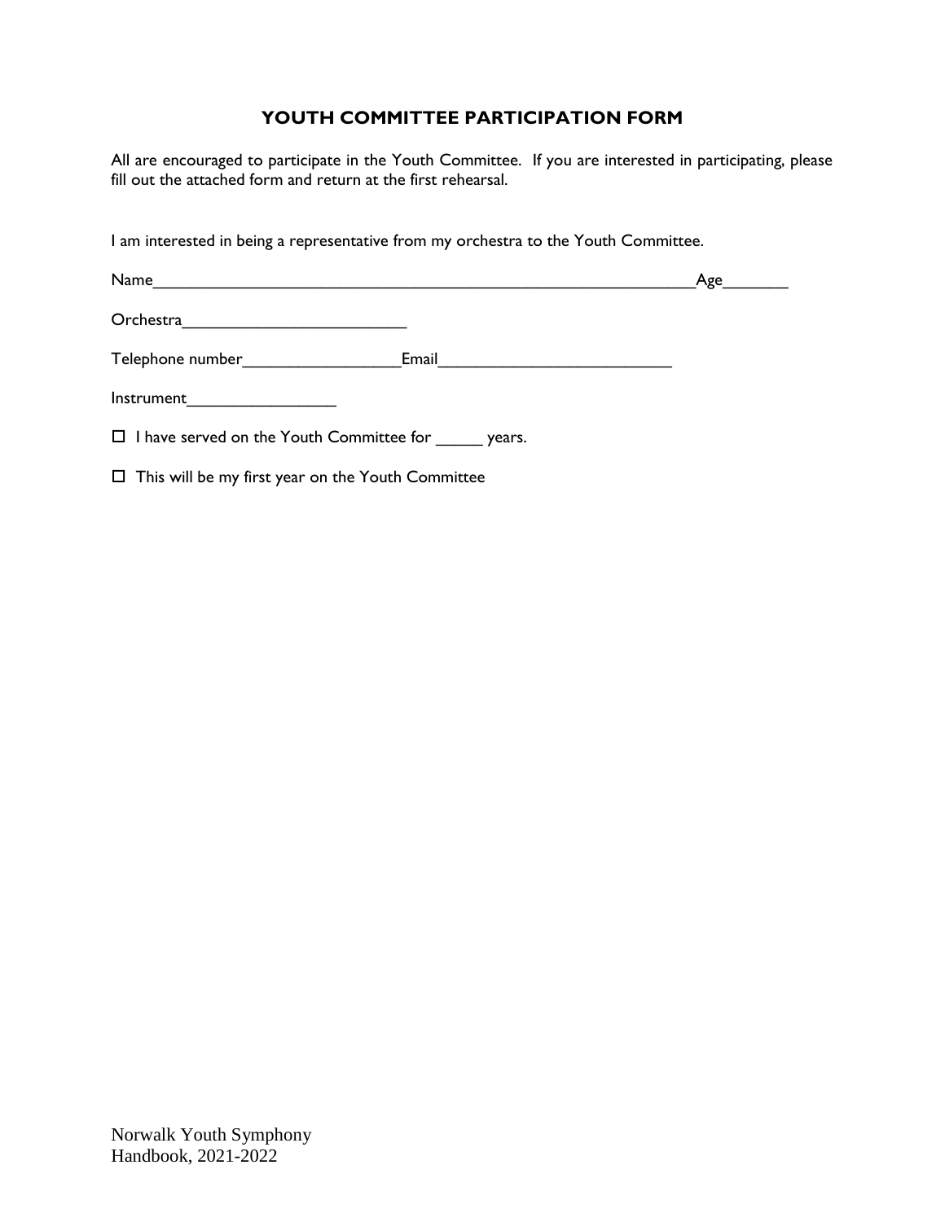# YOUTH COMMITTEE PARTICIPATION FORM

All are encouraged to participate in the Youth Committee. If you are interested in participating, please fill out the attached form and return at the first rehearsal.

I am interested in being a representative from my orchestra to the Youth Committee.

Name_____________________________________________________________Age_______

Orchestra_________________________

Telephone number_________________Email_________________________

Instrument________________

☐ I have served on the Youth Committee for _____ years.

☐ This will be my first year on the Youth Committee